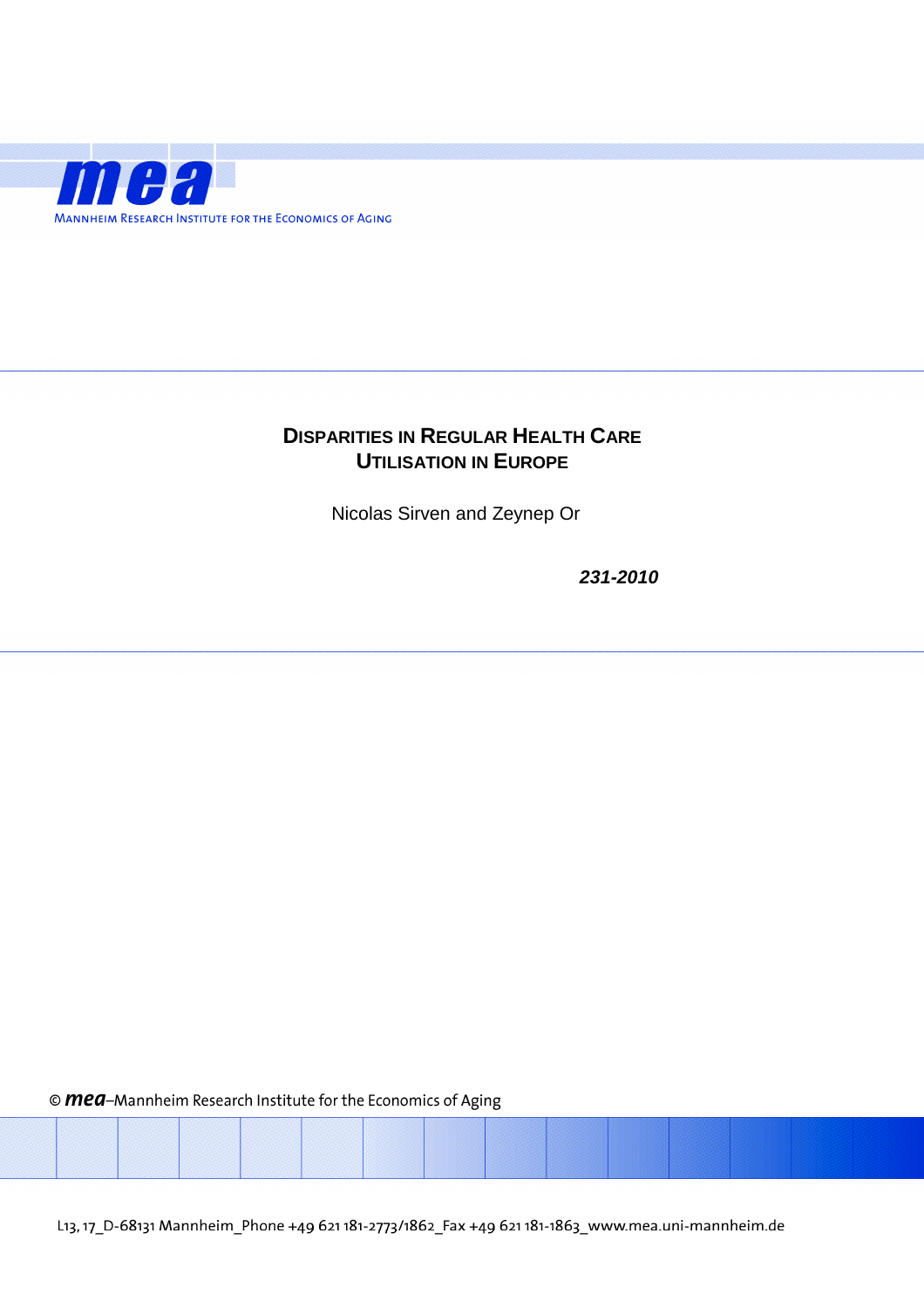mea

MANNHEIM RESEARCH INSTITUTE FOR THE ECONOMICS OF AGING

# DISPARITIES IN REGULAR HEALTH CARE UTILISATION IN EUROPE

Nicolas Sirven and Zeynep Or

***231-2010***

© *mea*–Mannheim Research Institute for the Economics of Aging

L13, 17_D-68131 Mannheim_Phone +49 621 181-2773/1862_Fax +49 621 181-1863_www.mea.uni-mannheim.de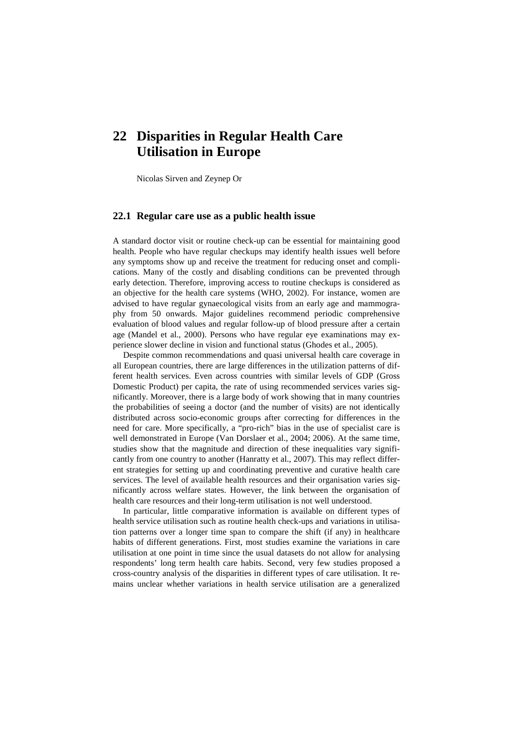# 22 Disparities in Regular Health Care Utilisation in Europe

Nicolas Sirven and Zeynep Or

## 22.1 Regular care use as a public health issue

A standard doctor visit or routine check-up can be essential for maintaining good health. People who have regular checkups may identify health issues well before any symptoms show up and receive the treatment for reducing onset and complications. Many of the costly and disabling conditions can be prevented through early detection. Therefore, improving access to routine checkups is considered as an objective for the health care systems (WHO, 2002). For instance, women are advised to have regular gynaecological visits from an early age and mammography from 50 onwards. Major guidelines recommend periodic comprehensive evaluation of blood values and regular follow-up of blood pressure after a certain age (Mandel et al., 2000). Persons who have regular eye examinations may experience slower decline in vision and functional status (Ghodes et al., 2005).

Despite common recommendations and quasi universal health care coverage in all European countries, there are large differences in the utilization patterns of different health services. Even across countries with similar levels of GDP (Gross Domestic Product) per capita, the rate of using recommended services varies significantly. Moreover, there is a large body of work showing that in many countries the probabilities of seeing a doctor (and the number of visits) are not identically distributed across socio-economic groups after correcting for differences in the need for care. More specifically, a "pro-rich" bias in the use of specialist care is well demonstrated in Europe (Van Dorslaer et al., 2004; 2006). At the same time, studies show that the magnitude and direction of these inequalities vary significantly from one country to another (Hanratty et al., 2007). This may reflect different strategies for setting up and coordinating preventive and curative health care services. The level of available health resources and their organisation varies significantly across welfare states. However, the link between the organisation of health care resources and their long-term utilisation is not well understood.

In particular, little comparative information is available on different types of health service utilisation such as routine health check-ups and variations in utilisation patterns over a longer time span to compare the shift (if any) in healthcare habits of different generations. First, most studies examine the variations in care utilisation at one point in time since the usual datasets do not allow for analysing respondents' long term health care habits. Second, very few studies proposed a cross-country analysis of the disparities in different types of care utilisation. It remains unclear whether variations in health service utilisation are a generalized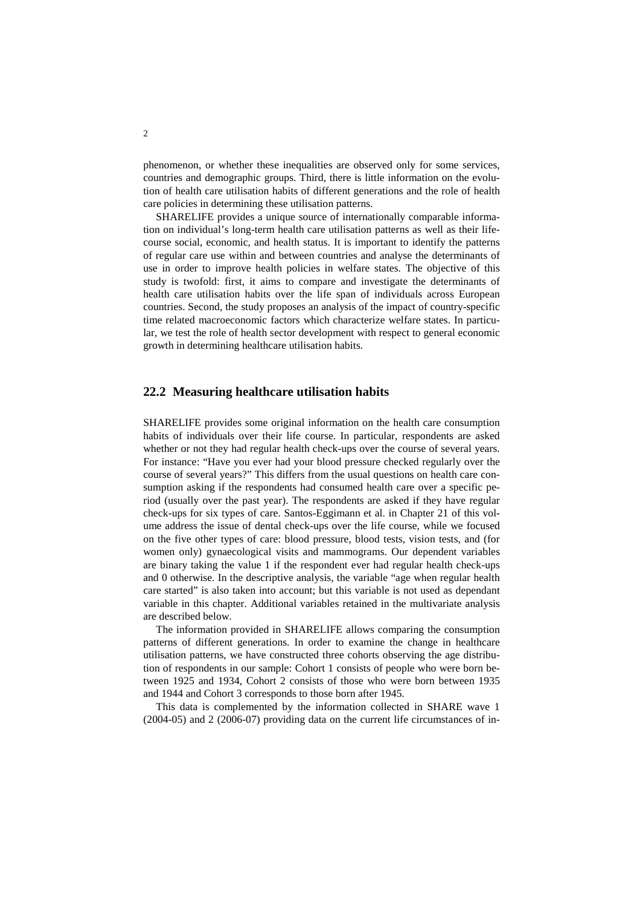phenomenon, or whether these inequalities are observed only for some services, countries and demographic groups. Third, there is little information on the evolution of health care utilisation habits of different generations and the role of health care policies in determining these utilisation patterns.

SHARELIFE provides a unique source of internationally comparable information on individual's long-term health care utilisation patterns as well as their life-course social, economic, and health status. It is important to identify the patterns of regular care use within and between countries and analyse the determinants of use in order to improve health policies in welfare states. The objective of this study is twofold: first, it aims to compare and investigate the determinants of health care utilisation habits over the life span of individuals across European countries. Second, the study proposes an analysis of the impact of country-specific time related macroeconomic factors which characterize welfare states. In particular, we test the role of health sector development with respect to general economic growth in determining healthcare utilisation habits.

## 22.2 Measuring healthcare utilisation habits

SHARELIFE provides some original information on the health care consumption habits of individuals over their life course. In particular, respondents are asked whether or not they had regular health check-ups over the course of several years. For instance: "Have you ever had your blood pressure checked regularly over the course of several years?" This differs from the usual questions on health care consumption asking if the respondents had consumed health care over a specific period (usually over the past year). The respondents are asked if they have regular check-ups for six types of care. Santos-Eggimann et al. in Chapter 21 of this volume address the issue of dental check-ups over the life course, while we focused on the five other types of care: blood pressure, blood tests, vision tests, and (for women only) gynaecological visits and mammograms. Our dependent variables are binary taking the value 1 if the respondent ever had regular health check-ups and 0 otherwise. In the descriptive analysis, the variable "age when regular health care started" is also taken into account; but this variable is not used as dependant variable in this chapter. Additional variables retained in the multivariate analysis are described below.

The information provided in SHARELIFE allows comparing the consumption patterns of different generations. In order to examine the change in healthcare utilisation patterns, we have constructed three cohorts observing the age distribution of respondents in our sample: Cohort 1 consists of people who were born between 1925 and 1934, Cohort 2 consists of those who were born between 1935 and 1944 and Cohort 3 corresponds to those born after 1945.

This data is complemented by the information collected in SHARE wave 1 (2004-05) and 2 (2006-07) providing data on the current life circumstances of in-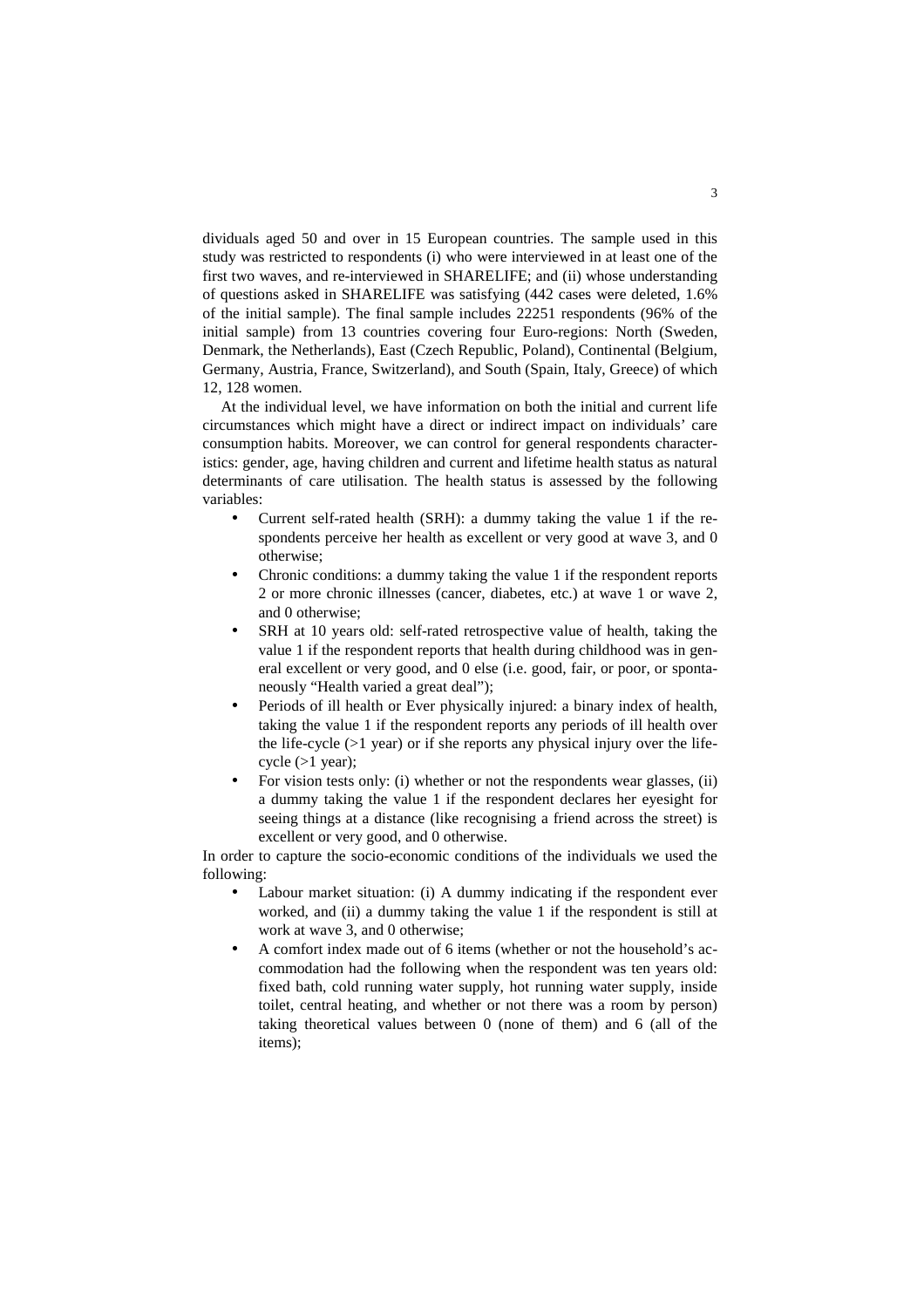dividuals aged 50 and over in 15 European countries. The sample used in this study was restricted to respondents (i) who were interviewed in at least one of the first two waves, and re-interviewed in SHARELIFE; and (ii) whose understanding of questions asked in SHARELIFE was satisfying (442 cases were deleted, 1.6% of the initial sample). The final sample includes 22251 respondents (96% of the initial sample) from 13 countries covering four Euro-regions: North (Sweden, Denmark, the Netherlands), East (Czech Republic, Poland), Continental (Belgium, Germany, Austria, France, Switzerland), and South (Spain, Italy, Greece) of which 12, 128 women.

At the individual level, we have information on both the initial and current life circumstances which might have a direct or indirect impact on individuals' care consumption habits. Moreover, we can control for general respondents characteristics: gender, age, having children and current and lifetime health status as natural determinants of care utilisation. The health status is assessed by the following variables:

- Current self-rated health (SRH): a dummy taking the value 1 if the respondents perceive her health as excellent or very good at wave 3, and 0 otherwise;
- Chronic conditions: a dummy taking the value 1 if the respondent reports 2 or more chronic illnesses (cancer, diabetes, etc.) at wave 1 or wave 2, and 0 otherwise;
- SRH at 10 years old: self-rated retrospective value of health, taking the value 1 if the respondent reports that health during childhood was in general excellent or very good, and 0 else (i.e. good, fair, or poor, or spontaneously "Health varied a great deal");
- Periods of ill health or Ever physically injured: a binary index of health, taking the value 1 if the respondent reports any periods of ill health over the life-cycle (>1 year) or if she reports any physical injury over the life-cycle (>1 year);
- For vision tests only: (i) whether or not the respondents wear glasses, (ii) a dummy taking the value 1 if the respondent declares her eyesight for seeing things at a distance (like recognising a friend across the street) is excellent or very good, and 0 otherwise.

In order to capture the socio-economic conditions of the individuals we used the following:

- Labour market situation: (i) A dummy indicating if the respondent ever worked, and (ii) a dummy taking the value 1 if the respondent is still at work at wave 3, and 0 otherwise;
- A comfort index made out of 6 items (whether or not the household's accommodation had the following when the respondent was ten years old: fixed bath, cold running water supply, hot running water supply, inside toilet, central heating, and whether or not there was a room by person) taking theoretical values between 0 (none of them) and 6 (all of the items);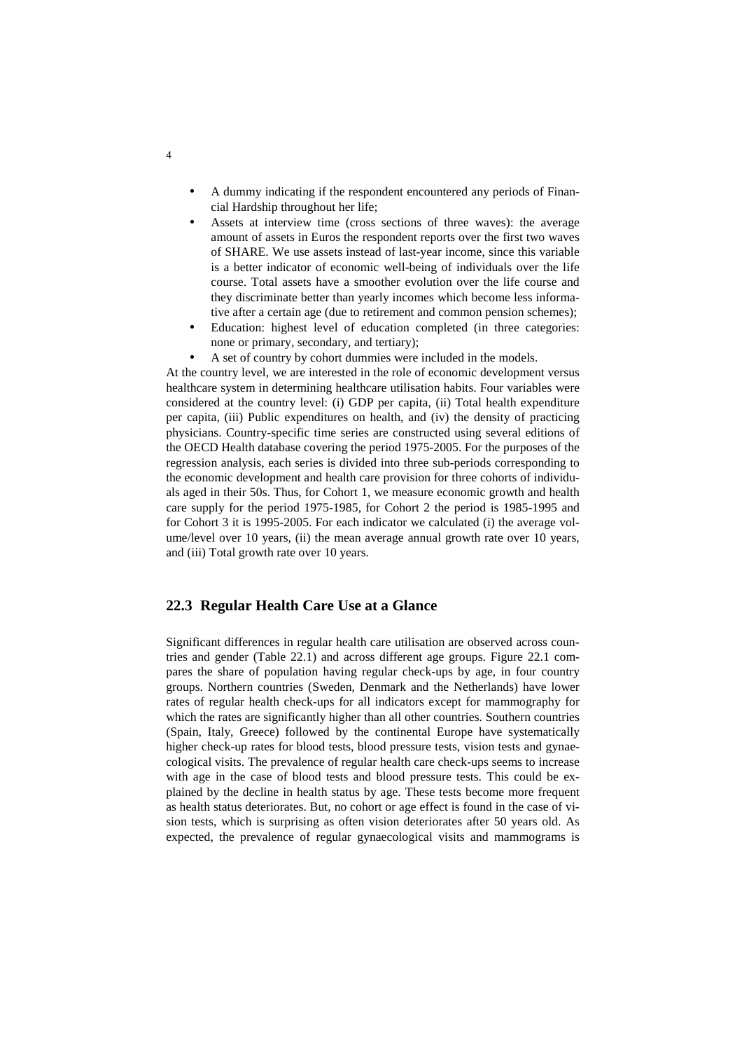- A dummy indicating if the respondent encountered any periods of Financial Hardship throughout her life;
- Assets at interview time (cross sections of three waves): the average amount of assets in Euros the respondent reports over the first two waves of SHARE. We use assets instead of last-year income, since this variable is a better indicator of economic well-being of individuals over the life course. Total assets have a smoother evolution over the life course and they discriminate better than yearly incomes which become less informative after a certain age (due to retirement and common pension schemes);
- Education: highest level of education completed (in three categories: none or primary, secondary, and tertiary);
- A set of country by cohort dummies were included in the models.

At the country level, we are interested in the role of economic development versus healthcare system in determining healthcare utilisation habits. Four variables were considered at the country level: (i) GDP per capita, (ii) Total health expenditure per capita, (iii) Public expenditures on health, and (iv) the density of practicing physicians. Country-specific time series are constructed using several editions of the OECD Health database covering the period 1975-2005. For the purposes of the regression analysis, each series is divided into three sub-periods corresponding to the economic development and health care provision for three cohorts of individuals aged in their 50s. Thus, for Cohort 1, we measure economic growth and health care supply for the period 1975-1985, for Cohort 2 the period is 1985-1995 and for Cohort 3 it is 1995-2005. For each indicator we calculated (i) the average volume/level over 10 years, (ii) the mean average annual growth rate over 10 years, and (iii) Total growth rate over 10 years.

## 22.3 Regular Health Care Use at a Glance

Significant differences in regular health care utilisation are observed across countries and gender (Table 22.1) and across different age groups. Figure 22.1 compares the share of population having regular check-ups by age, in four country groups. Northern countries (Sweden, Denmark and the Netherlands) have lower rates of regular health check-ups for all indicators except for mammography for which the rates are significantly higher than all other countries. Southern countries (Spain, Italy, Greece) followed by the continental Europe have systematically higher check-up rates for blood tests, blood pressure tests, vision tests and gynaecological visits. The prevalence of regular health care check-ups seems to increase with age in the case of blood tests and blood pressure tests. This could be explained by the decline in health status by age. These tests become more frequent as health status deteriorates. But, no cohort or age effect is found in the case of vision tests, which is surprising as often vision deteriorates after 50 years old. As expected, the prevalence of regular gynaecological visits and mammograms is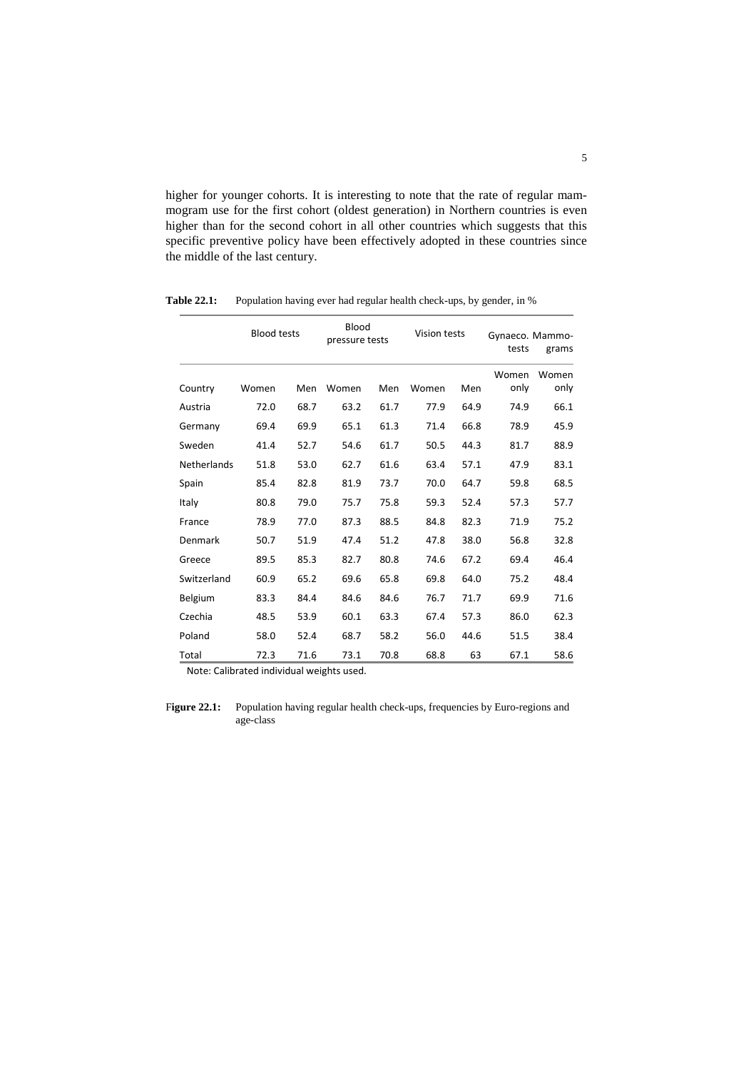higher for younger cohorts. It is interesting to note that the rate of regular mammogram use for the first cohort (oldest generation) in Northern countries is even higher than for the second cohort in all other countries which suggests that this specific preventive policy have been effectively adopted in these countries since the middle of the last century.

**Table 22.1:** Population having ever had regular health check-ups, by gender, in %

| | Blood tests | | Blood pressure tests | | Vision tests | | Gynaeco. tests | Mammo-grams |
|---|---|---|---|---|---|---|---|---|
| Country | Women | Men | Women | Men | Women | Men | Women only | Women only |
| Austria | 72.0 | 68.7 | 63.2 | 61.7 | 77.9 | 64.9 | 74.9 | 66.1 |
| Germany | 69.4 | 69.9 | 65.1 | 61.3 | 71.4 | 66.8 | 78.9 | 45.9 |
| Sweden | 41.4 | 52.7 | 54.6 | 61.7 | 50.5 | 44.3 | 81.7 | 88.9 |
| Netherlands | 51.8 | 53.0 | 62.7 | 61.6 | 63.4 | 57.1 | 47.9 | 83.1 |
| Spain | 85.4 | 82.8 | 81.9 | 73.7 | 70.0 | 64.7 | 59.8 | 68.5 |
| Italy | 80.8 | 79.0 | 75.7 | 75.8 | 59.3 | 52.4 | 57.3 | 57.7 |
| France | 78.9 | 77.0 | 87.3 | 88.5 | 84.8 | 82.3 | 71.9 | 75.2 |
| Denmark | 50.7 | 51.9 | 47.4 | 51.2 | 47.8 | 38.0 | 56.8 | 32.8 |
| Greece | 89.5 | 85.3 | 82.7 | 80.8 | 74.6 | 67.2 | 69.4 | 46.4 |
| Switzerland | 60.9 | 65.2 | 69.6 | 65.8 | 69.8 | 64.0 | 75.2 | 48.4 |
| Belgium | 83.3 | 84.4 | 84.6 | 84.6 | 76.7 | 71.7 | 69.9 | 71.6 |
| Czechia | 48.5 | 53.9 | 60.1 | 63.3 | 67.4 | 57.3 | 86.0 | 62.3 |
| Poland | 58.0 | 52.4 | 68.7 | 58.2 | 56.0 | 44.6 | 51.5 | 38.4 |
| Total | 72.3 | 71.6 | 73.1 | 70.8 | 68.8 | 63 | 67.1 | 58.6 |

Note: Calibrated individual weights used.

**Figure 22.1:** Population having regular health check-ups, frequencies by Euro-regions and age-class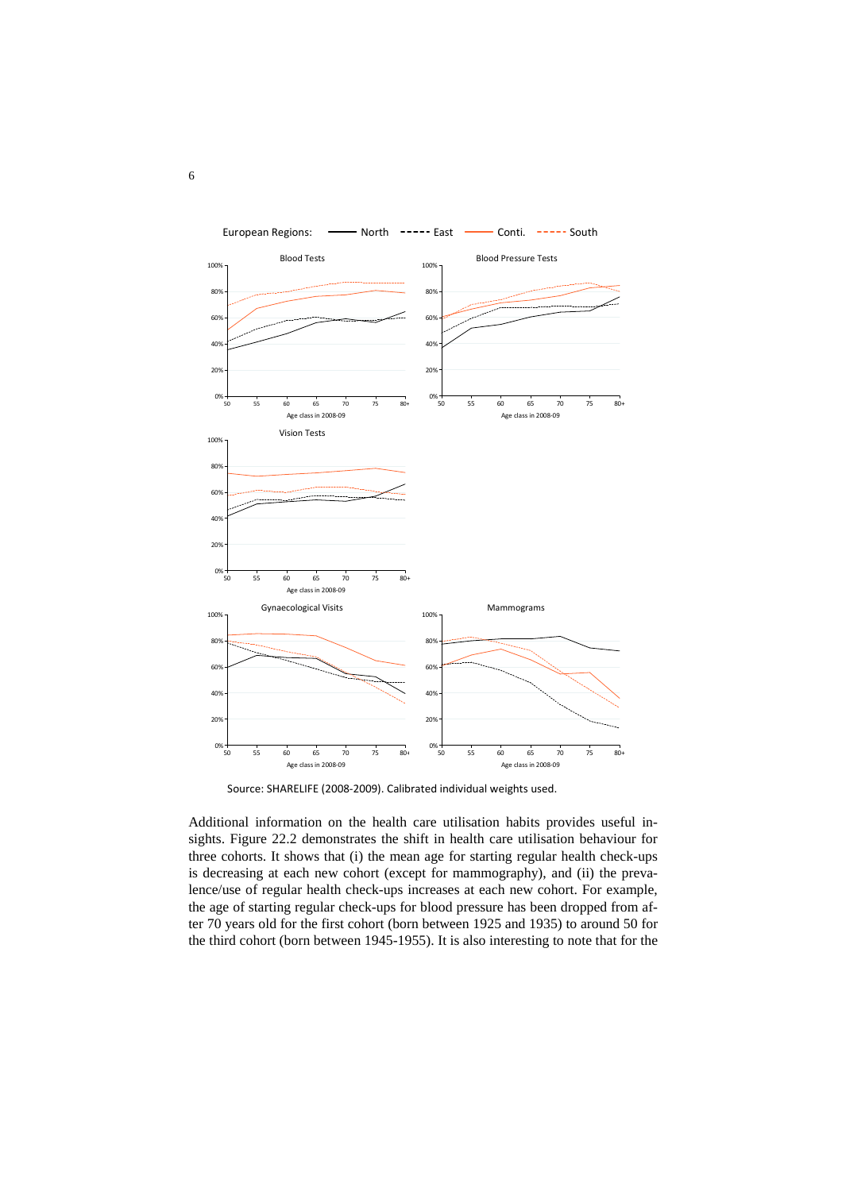European Regions: North, East, Conti., South

Source: SHARELIFE (2008-2009). Calibrated individual weights used.

Additional information on the health care utilisation habits provides useful insights. Figure 22.2 demonstrates the shift in health care utilisation behaviour for three cohorts. It shows that (i) the mean age for starting regular health check-ups is decreasing at each new cohort (except for mammography), and (ii) the prevalence/use of regular health check-ups increases at each new cohort. For example, the age of starting regular check-ups for blood pressure has been dropped from after 70 years old for the first cohort (born between 1925 and 1935) to around 50 for the third cohort (born between 1945-1955). It is also interesting to note that for the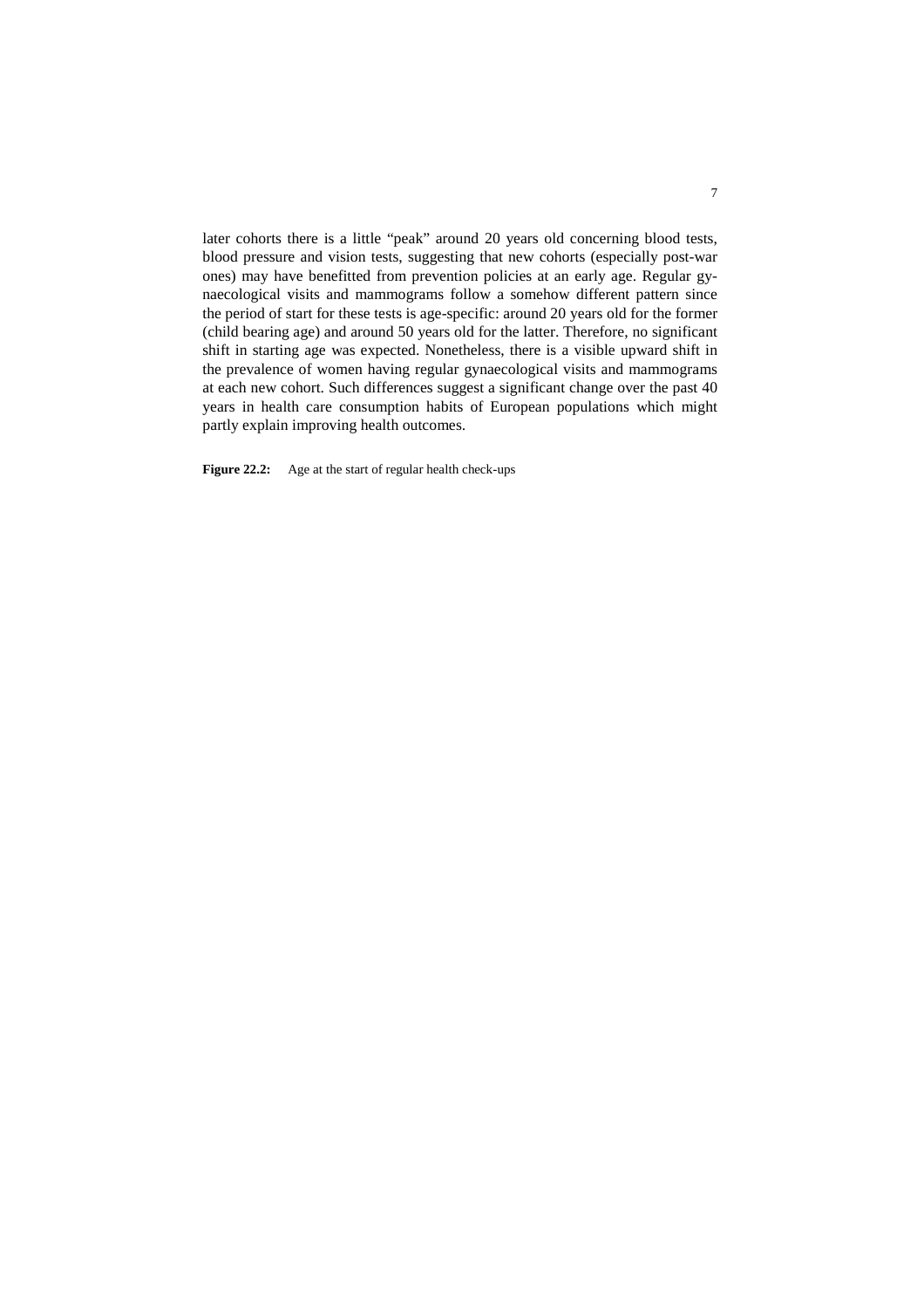later cohorts there is a little "peak" around 20 years old concerning blood tests, blood pressure and vision tests, suggesting that new cohorts (especially post-war ones) may have benefitted from prevention policies at an early age. Regular gynaecological visits and mammograms follow a somehow different pattern since the period of start for these tests is age-specific: around 20 years old for the former (child bearing age) and around 50 years old for the latter. Therefore, no significant shift in starting age was expected. Nonetheless, there is a visible upward shift in the prevalence of women having regular gynaecological visits and mammograms at each new cohort. Such differences suggest a significant change over the past 40 years in health care consumption habits of European populations which might partly explain improving health outcomes.

**Figure 22.2:** Age at the start of regular health check-ups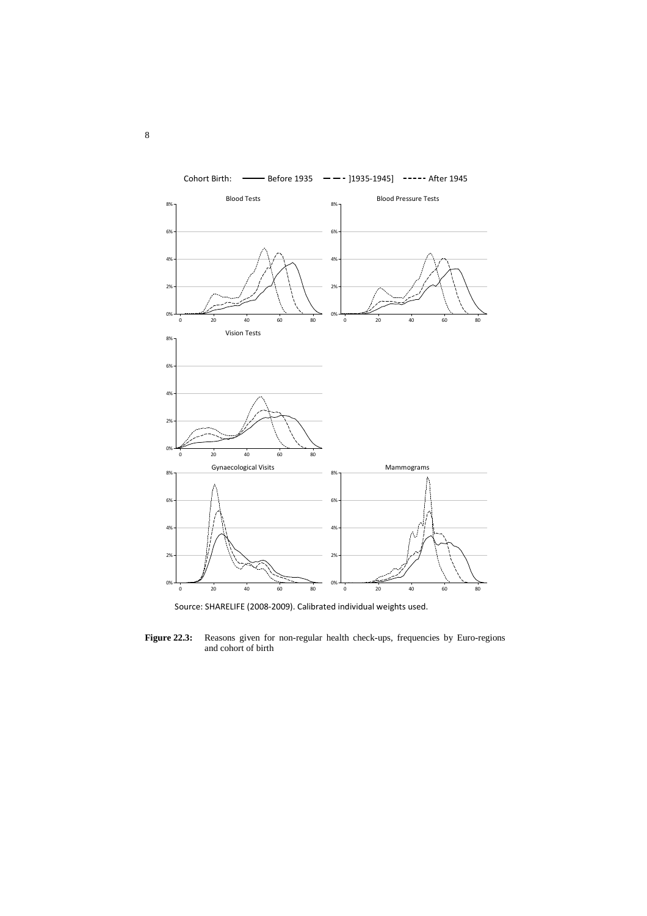Cohort Birth: —— Before 1935 — — ]1935-1945] ----- After 1945

Source: SHARELIFE (2008-2009). Calibrated individual weights used.

**Figure 22.3:** Reasons given for non-regular health check-ups, frequencies by Euro-regions and cohort of birth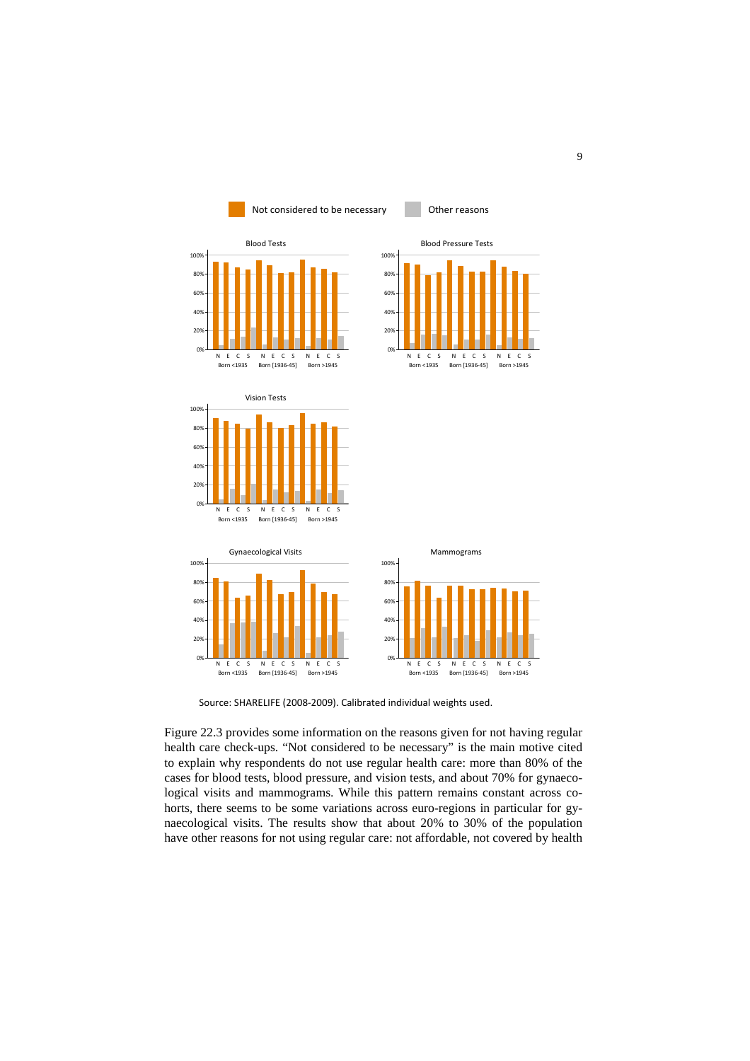Not considered to be necessary | Other reasons

Blood Tests

Blood Pressure Tests

Vision Tests

Gynaecological Visits

Mammograms

N E C S — Born <1935 | Born [1936-45] | Born >1945

Source: SHARELIFE (2008-2009). Calibrated individual weights used.

Figure 22.3 provides some information on the reasons given for not having regular health care check-ups. "Not considered to be necessary" is the main motive cited to explain why respondents do not use regular health care: more than 80% of the cases for blood tests, blood pressure, and vision tests, and about 70% for gynaecological visits and mammograms. While this pattern remains constant across cohorts, there seems to be some variations across euro-regions in particular for gynaecological visits. The results show that about 20% to 30% of the population have other reasons for not using regular care: not affordable, not covered by health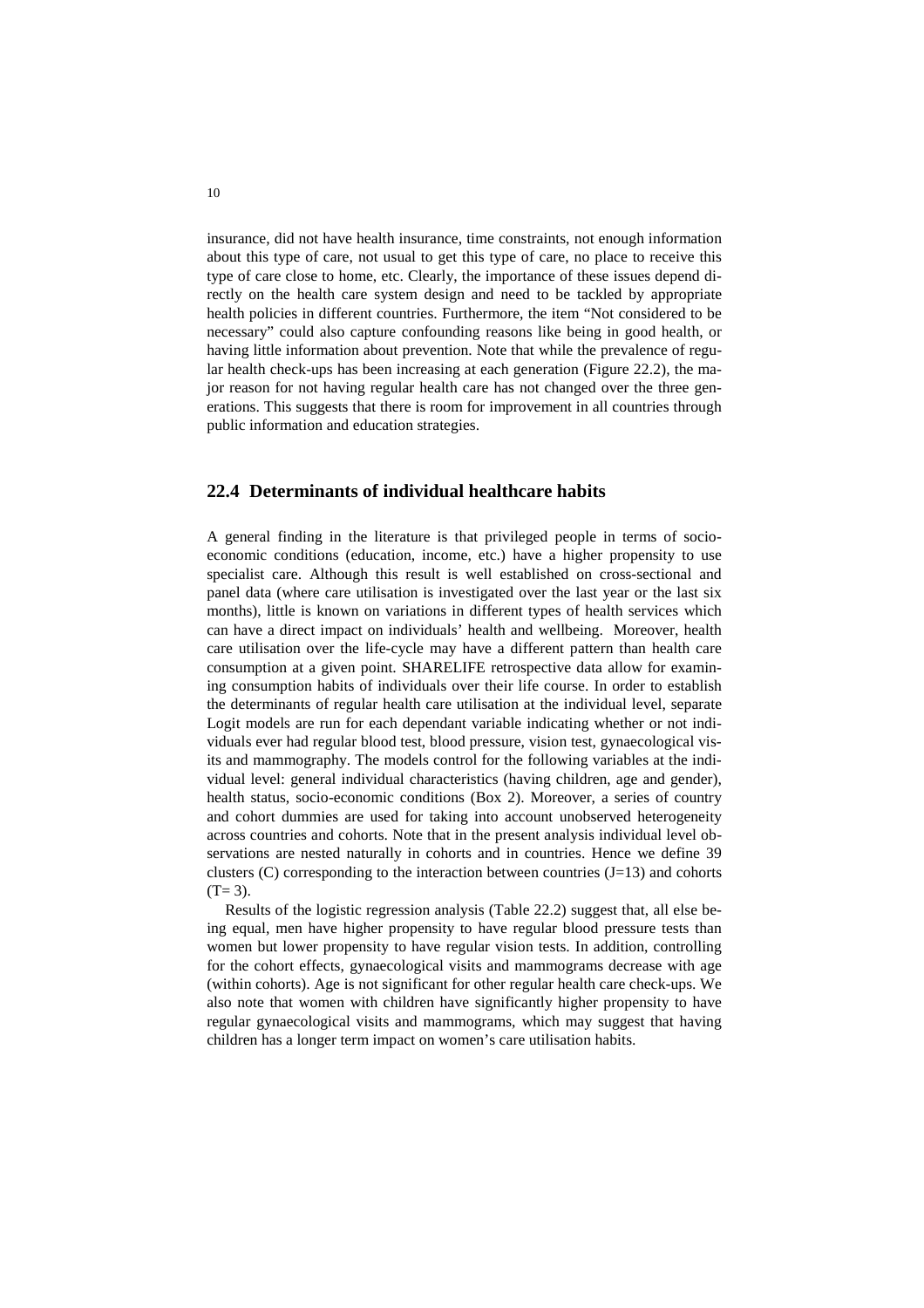insurance, did not have health insurance, time constraints, not enough information about this type of care, not usual to get this type of care, no place to receive this type of care close to home, etc. Clearly, the importance of these issues depend directly on the health care system design and need to be tackled by appropriate health policies in different countries. Furthermore, the item "Not considered to be necessary" could also capture confounding reasons like being in good health, or having little information about prevention. Note that while the prevalence of regular health check-ups has been increasing at each generation (Figure 22.2), the major reason for not having regular health care has not changed over the three generations. This suggests that there is room for improvement in all countries through public information and education strategies.

## 22.4 Determinants of individual healthcare habits

A general finding in the literature is that privileged people in terms of socio-economic conditions (education, income, etc.) have a higher propensity to use specialist care. Although this result is well established on cross-sectional and panel data (where care utilisation is investigated over the last year or the last six months), little is known on variations in different types of health services which can have a direct impact on individuals' health and wellbeing. Moreover, health care utilisation over the life-cycle may have a different pattern than health care consumption at a given point. SHARELIFE retrospective data allow for examining consumption habits of individuals over their life course. In order to establish the determinants of regular health care utilisation at the individual level, separate Logit models are run for each dependant variable indicating whether or not individuals ever had regular blood test, blood pressure, vision test, gynaecological visits and mammography. The models control for the following variables at the individual level: general individual characteristics (having children, age and gender), health status, socio-economic conditions (Box 2). Moreover, a series of country and cohort dummies are used for taking into account unobserved heterogeneity across countries and cohorts. Note that in the present analysis individual level observations are nested naturally in cohorts and in countries. Hence we define 39 clusters (C) corresponding to the interaction between countries ($J=13$) and cohorts ($T=3$).

Results of the logistic regression analysis (Table 22.2) suggest that, all else being equal, men have higher propensity to have regular blood pressure tests than women but lower propensity to have regular vision tests. In addition, controlling for the cohort effects, gynaecological visits and mammograms decrease with age (within cohorts). Age is not significant for other regular health care check-ups. We also note that women with children have significantly higher propensity to have regular gynaecological visits and mammograms, which may suggest that having children has a longer term impact on women's care utilisation habits.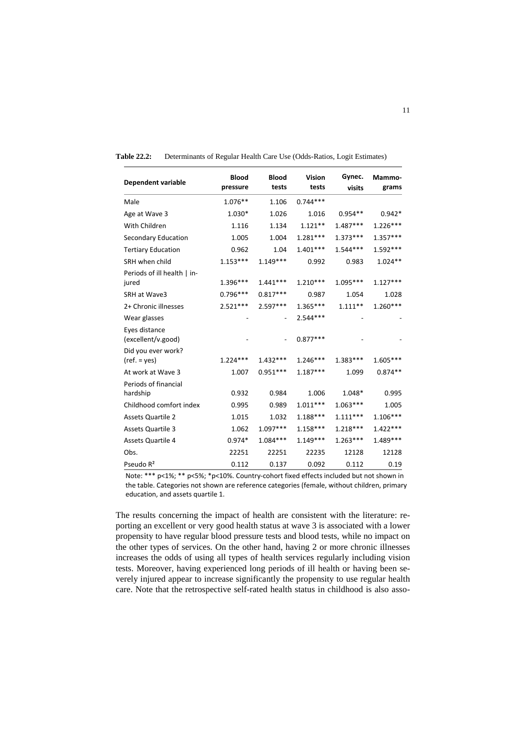**Table 22.2:** Determinants of Regular Health Care Use (Odds-Ratios, Logit Estimates)

| Dependent variable | Blood pressure | Blood tests | Vision tests | Gynec. visits | Mammo-grams |
|---|---|---|---|---|---|
| Male | 1.076** | 1.106 | 0.744*** | | |
| Age at Wave 3 | 1.030* | 1.026 | 1.016 | 0.954** | 0.942* |
| With Children | 1.116 | 1.134 | 1.121** | 1.487*** | 1.226*** |
| Secondary Education | 1.005 | 1.004 | 1.281*** | 1.373*** | 1.357*** |
| Tertiary Education | 0.962 | 1.04 | 1.401*** | 1.544*** | 1.592*** |
| SRH when child | 1.153*** | 1.149*** | 0.992 | 0.983 | 1.024** |
| Periods of ill health \| injured | 1.396*** | 1.441*** | 1.210*** | 1.095*** | 1.127*** |
| SRH at Wave3 | 0.796*** | 0.817*** | 0.987 | 1.054 | 1.028 |
| 2+ Chronic illnesses | 2.521*** | 2.597*** | 1.365*** | 1.111** | 1.260*** |
| Wear glasses | - | - | 2.544*** | - | - |
| Eyes distance (excellent/v.good) | - | - | 0.877*** | - | - |
| Did you ever work? (ref. = yes) | 1.224*** | 1.432*** | 1.246*** | 1.383*** | 1.605*** |
| At work at Wave 3 | 1.007 | 0.951*** | 1.187*** | 1.099 | 0.874** |
| Periods of financial hardship | 0.932 | 0.984 | 1.006 | 1.048* | 0.995 |
| Childhood comfort index | 0.995 | 0.989 | 1.011*** | 1.063*** | 1.005 |
| Assets Quartile 2 | 1.015 | 1.032 | 1.188*** | 1.111*** | 1.106*** |
| Assets Quartile 3 | 1.062 | 1.097*** | 1.158*** | 1.218*** | 1.422*** |
| Assets Quartile 4 | 0.974* | 1.084*** | 1.149*** | 1.263*** | 1.489*** |
| Obs. | 22251 | 22251 | 22235 | 12128 | 12128 |
| Pseudo $R^2$ | 0.112 | 0.137 | 0.092 | 0.112 | 0.19 |

Note: *** p<1%; ** p<5%; *p<10%. Country-cohort fixed effects included but not shown in the table. Categories not shown are reference categories (female, without children, primary education, and assets quartile 1.

The results concerning the impact of health are consistent with the literature: reporting an excellent or very good health status at wave 3 is associated with a lower propensity to have regular blood pressure tests and blood tests, while no impact on the other types of services. On the other hand, having 2 or more chronic illnesses increases the odds of using all types of health services regularly including vision tests. Moreover, having experienced long periods of ill health or having been severely injured appear to increase significantly the propensity to use regular health care. Note that the retrospective self-rated health status in childhood is also asso-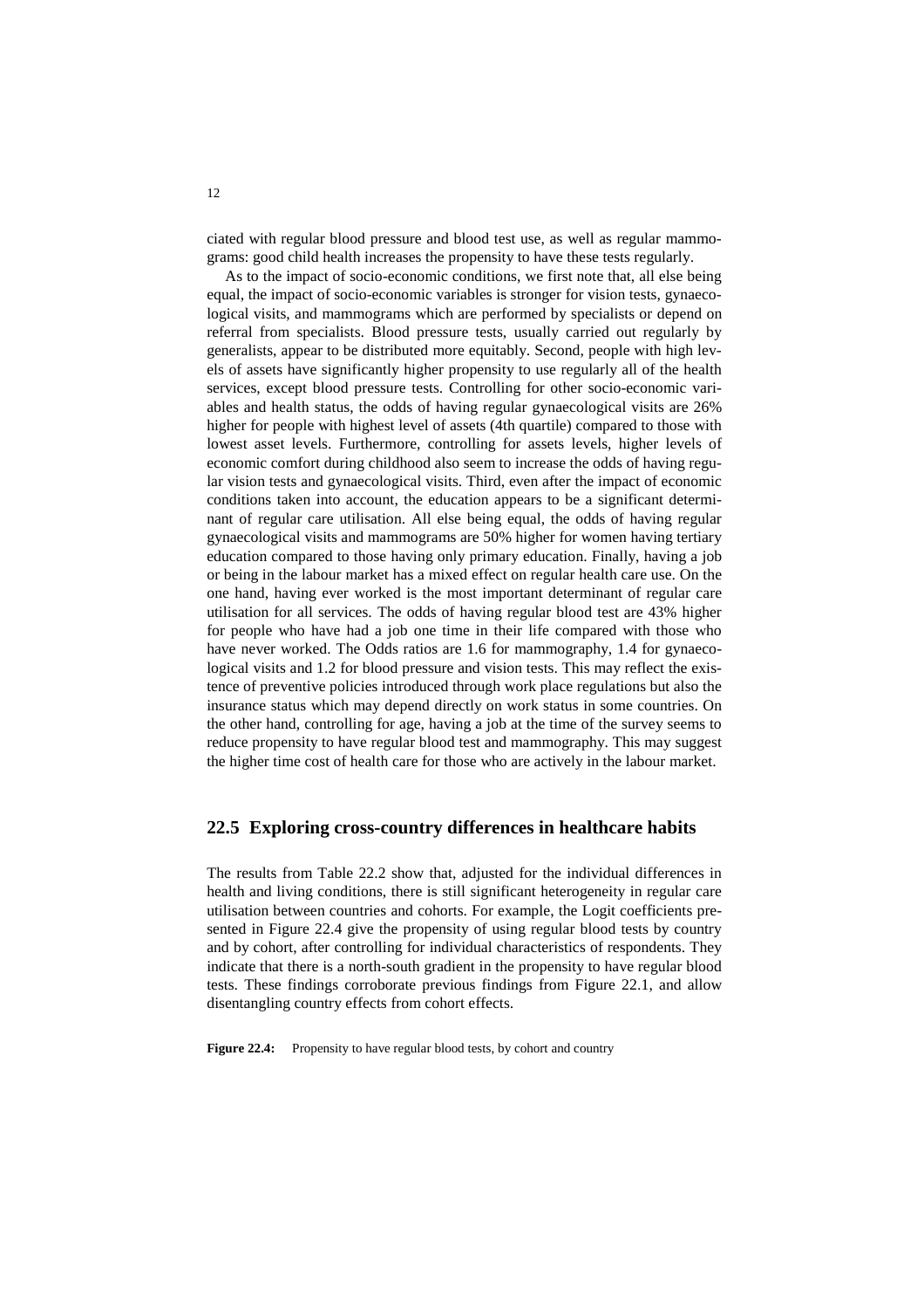ciated with regular blood pressure and blood test use, as well as regular mammograms: good child health increases the propensity to have these tests regularly.

As to the impact of socio-economic conditions, we first note that, all else being equal, the impact of socio-economic variables is stronger for vision tests, gynaecological visits, and mammograms which are performed by specialists or depend on referral from specialists. Blood pressure tests, usually carried out regularly by generalists, appear to be distributed more equitably. Second, people with high levels of assets have significantly higher propensity to use regularly all of the health services, except blood pressure tests. Controlling for other socio-economic variables and health status, the odds of having regular gynaecological visits are 26% higher for people with highest level of assets (4th quartile) compared to those with lowest asset levels. Furthermore, controlling for assets levels, higher levels of economic comfort during childhood also seem to increase the odds of having regular vision tests and gynaecological visits. Third, even after the impact of economic conditions taken into account, the education appears to be a significant determinant of regular care utilisation. All else being equal, the odds of having regular gynaecological visits and mammograms are 50% higher for women having tertiary education compared to those having only primary education. Finally, having a job or being in the labour market has a mixed effect on regular health care use. On the one hand, having ever worked is the most important determinant of regular care utilisation for all services. The odds of having regular blood test are 43% higher for people who have had a job one time in their life compared with those who have never worked. The Odds ratios are 1.6 for mammography, 1.4 for gynaecological visits and 1.2 for blood pressure and vision tests. This may reflect the existence of preventive policies introduced through work place regulations but also the insurance status which may depend directly on work status in some countries. On the other hand, controlling for age, having a job at the time of the survey seems to reduce propensity to have regular blood test and mammography. This may suggest the higher time cost of health care for those who are actively in the labour market.

## 22.5 Exploring cross-country differences in healthcare habits

The results from Table 22.2 show that, adjusted for the individual differences in health and living conditions, there is still significant heterogeneity in regular care utilisation between countries and cohorts. For example, the Logit coefficients presented in Figure 22.4 give the propensity of using regular blood tests by country and by cohort, after controlling for individual characteristics of respondents. They indicate that there is a north-south gradient in the propensity to have regular blood tests. These findings corroborate previous findings from Figure 22.1, and allow disentangling country effects from cohort effects.

**Figure 22.4:** Propensity to have regular blood tests, by cohort and country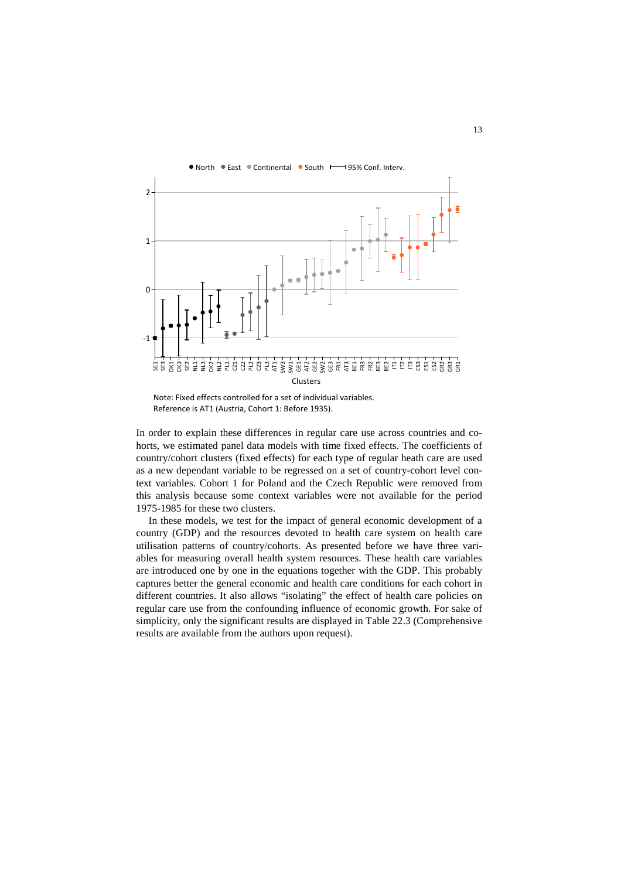Note: Fixed effects controlled for a set of individual variables.
Reference is AT1 (Austria, Cohort 1: Before 1935).

In order to explain these differences in regular care use across countries and cohorts, we estimated panel data models with time fixed effects. The coefficients of country/cohort clusters (fixed effects) for each type of regular heath care are used as a new dependant variable to be regressed on a set of country-cohort level context variables. Cohort 1 for Poland and the Czech Republic were removed from this analysis because some context variables were not available for the period 1975-1985 for these two clusters.

In these models, we test for the impact of general economic development of a country (GDP) and the resources devoted to health care system on health care utilisation patterns of country/cohorts. As presented before we have three variables for measuring overall health system resources. These health care variables are introduced one by one in the equations together with the GDP. This probably captures better the general economic and health care conditions for each cohort in different countries. It also allows "isolating" the effect of health care policies on regular care use from the confounding influence of economic growth. For sake of simplicity, only the significant results are displayed in Table 22.3 (Comprehensive results are available from the authors upon request).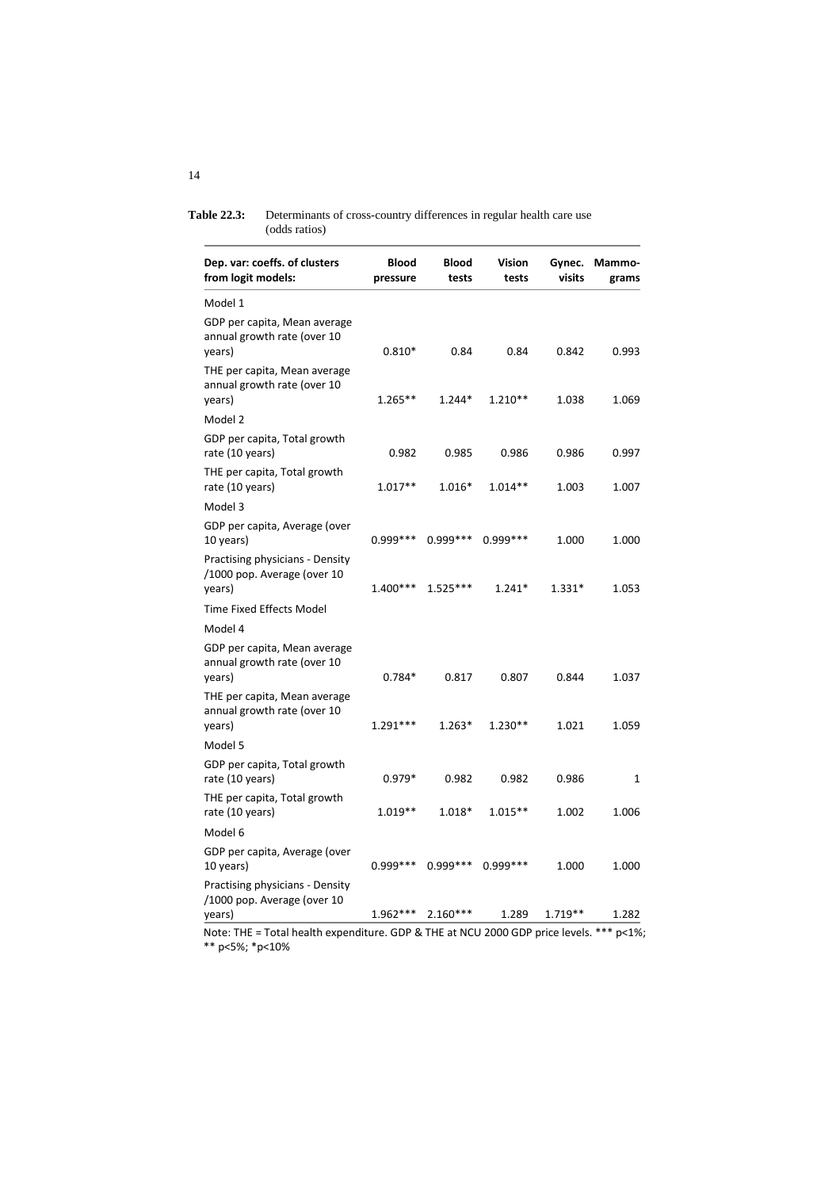**Table 22.3:** Determinants of cross-country differences in regular health care use (odds ratios)

| Dep. var: coeffs. of clusters from logit models: | Blood pressure | Blood tests | Vision tests | Gynec. visits | Mammo-grams |
|---|---|---|---|---|---|
| Model 1 | | | | | |
| GDP per capita, Mean average annual growth rate (over 10 years) | 0.810* | 0.84 | 0.84 | 0.842 | 0.993 |
| THE per capita, Mean average annual growth rate (over 10 years) | 1.265** | 1.244* | 1.210** | 1.038 | 1.069 |
| Model 2 | | | | | |
| GDP per capita, Total growth rate (10 years) | 0.982 | 0.985 | 0.986 | 0.986 | 0.997 |
| THE per capita, Total growth rate (10 years) | 1.017** | 1.016* | 1.014** | 1.003 | 1.007 |
| Model 3 | | | | | |
| GDP per capita, Average (over 10 years) | 0.999*** | 0.999*** | 0.999*** | 1.000 | 1.000 |
| Practising physicians - Density /1000 pop. Average (over 10 years) | 1.400*** | 1.525*** | 1.241* | 1.331* | 1.053 |
| Time Fixed Effects Model | | | | | |
| Model 4 | | | | | |
| GDP per capita, Mean average annual growth rate (over 10 years) | 0.784* | 0.817 | 0.807 | 0.844 | 1.037 |
| THE per capita, Mean average annual growth rate (over 10 years) | 1.291*** | 1.263* | 1.230** | 1.021 | 1.059 |
| Model 5 | | | | | |
| GDP per capita, Total growth rate (10 years) | 0.979* | 0.982 | 0.982 | 0.986 | 1 |
| THE per capita, Total growth rate (10 years) | 1.019** | 1.018* | 1.015** | 1.002 | 1.006 |
| Model 6 | | | | | |
| GDP per capita, Average (over 10 years) | 0.999*** | 0.999*** | 0.999*** | 1.000 | 1.000 |
| Practising physicians - Density /1000 pop. Average (over 10 years) | 1.962*** | 2.160*** | 1.289 | 1.719** | 1.282 |

Note: THE = Total health expenditure. GDP & THE at NCU 2000 GDP price levels. *** p<1%; ** p<5%; *p<10%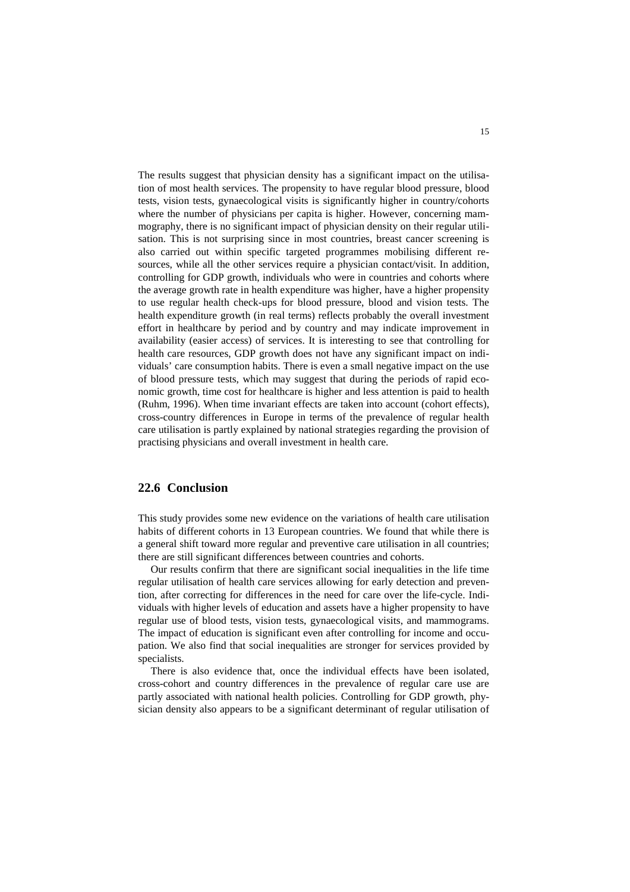The results suggest that physician density has a significant impact on the utilisation of most health services. The propensity to have regular blood pressure, blood tests, vision tests, gynaecological visits is significantly higher in country/cohorts where the number of physicians per capita is higher. However, concerning mammography, there is no significant impact of physician density on their regular utilisation. This is not surprising since in most countries, breast cancer screening is also carried out within specific targeted programmes mobilising different resources, while all the other services require a physician contact/visit. In addition, controlling for GDP growth, individuals who were in countries and cohorts where the average growth rate in health expenditure was higher, have a higher propensity to use regular health check-ups for blood pressure, blood and vision tests. The health expenditure growth (in real terms) reflects probably the overall investment effort in healthcare by period and by country and may indicate improvement in availability (easier access) of services. It is interesting to see that controlling for health care resources, GDP growth does not have any significant impact on individuals' care consumption habits. There is even a small negative impact on the use of blood pressure tests, which may suggest that during the periods of rapid economic growth, time cost for healthcare is higher and less attention is paid to health (Ruhm, 1996). When time invariant effects are taken into account (cohort effects), cross-country differences in Europe in terms of the prevalence of regular health care utilisation is partly explained by national strategies regarding the provision of practising physicians and overall investment in health care.

## 22.6 Conclusion

This study provides some new evidence on the variations of health care utilisation habits of different cohorts in 13 European countries. We found that while there is a general shift toward more regular and preventive care utilisation in all countries; there are still significant differences between countries and cohorts.

Our results confirm that there are significant social inequalities in the life time regular utilisation of health care services allowing for early detection and prevention, after correcting for differences in the need for care over the life-cycle. Individuals with higher levels of education and assets have a higher propensity to have regular use of blood tests, vision tests, gynaecological visits, and mammograms. The impact of education is significant even after controlling for income and occupation. We also find that social inequalities are stronger for services provided by specialists.

There is also evidence that, once the individual effects have been isolated, cross-cohort and country differences in the prevalence of regular care use are partly associated with national health policies. Controlling for GDP growth, physician density also appears to be a significant determinant of regular utilisation of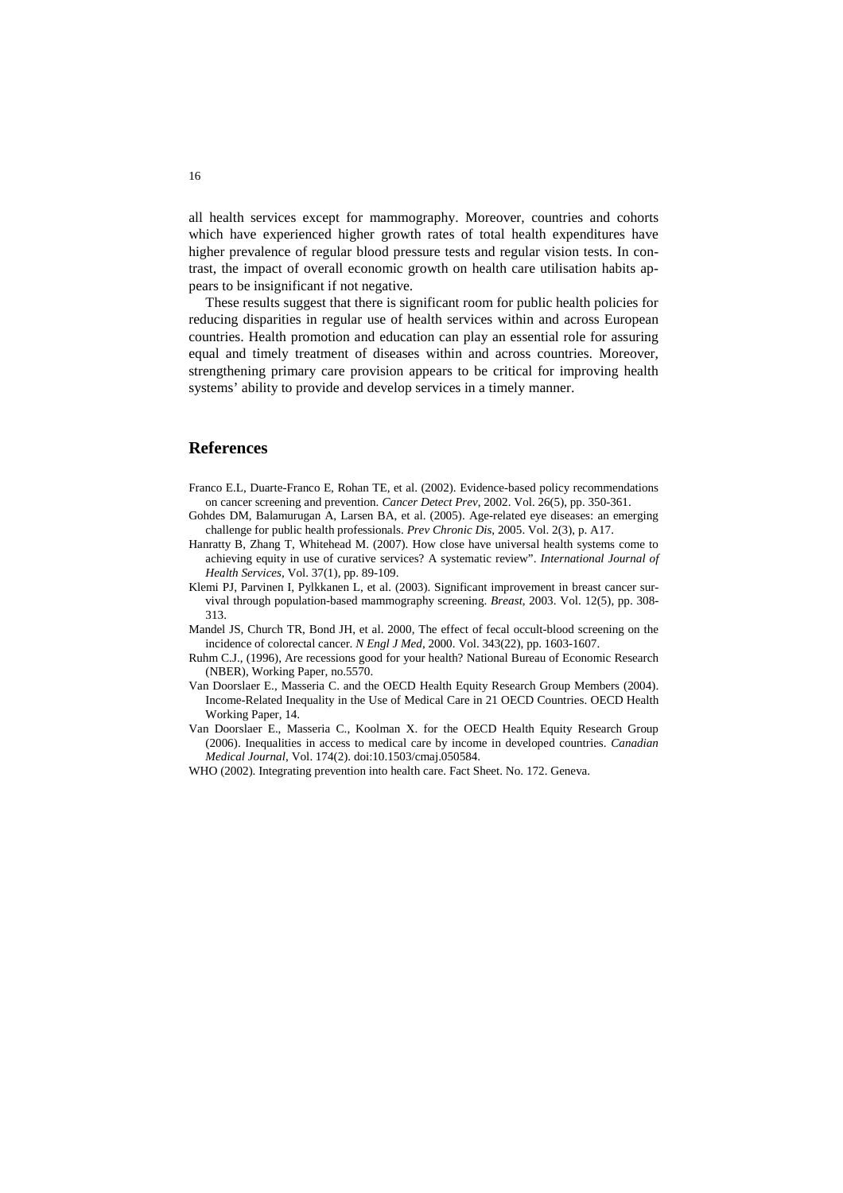all health services except for mammography. Moreover, countries and cohorts which have experienced higher growth rates of total health expenditures have higher prevalence of regular blood pressure tests and regular vision tests. In contrast, the impact of overall economic growth on health care utilisation habits appears to be insignificant if not negative.

These results suggest that there is significant room for public health policies for reducing disparities in regular use of health services within and across European countries. Health promotion and education can play an essential role for assuring equal and timely treatment of diseases within and across countries. Moreover, strengthening primary care provision appears to be critical for improving health systems' ability to provide and develop services in a timely manner.

## References

Franco E.L, Duarte-Franco E, Rohan TE, et al. (2002). Evidence-based policy recommendations on cancer screening and prevention. *Cancer Detect Prev*, 2002. Vol. 26(5), pp. 350-361.

Gohdes DM, Balamurugan A, Larsen BA, et al. (2005). Age-related eye diseases: an emerging challenge for public health professionals. *Prev Chronic Dis*, 2005. Vol. 2(3), p. A17.

Hanratty B, Zhang T, Whitehead M. (2007). How close have universal health systems come to achieving equity in use of curative services? A systematic review". *International Journal of Health Services*, Vol. 37(1), pp. 89-109.

Klemi PJ, Parvinen I, Pylkkanen L, et al. (2003). Significant improvement in breast cancer survival through population-based mammography screening. *Breast*, 2003. Vol. 12(5), pp. 308-313.

Mandel JS, Church TR, Bond JH, et al. 2000, The effect of fecal occult-blood screening on the incidence of colorectal cancer. *N Engl J Med*, 2000. Vol. 343(22), pp. 1603-1607.

Ruhm C.J., (1996), Are recessions good for your health? National Bureau of Economic Research (NBER), Working Paper, no.5570.

Van Doorslaer E., Masseria C. and the OECD Health Equity Research Group Members (2004). Income-Related Inequality in the Use of Medical Care in 21 OECD Countries. OECD Health Working Paper, 14.

Van Doorslaer E., Masseria C., Koolman X. for the OECD Health Equity Research Group (2006). Inequalities in access to medical care by income in developed countries. *Canadian Medical Journal*, Vol. 174(2). doi:10.1503/cmaj.050584.

WHO (2002). Integrating prevention into health care. Fact Sheet. No. 172. Geneva.